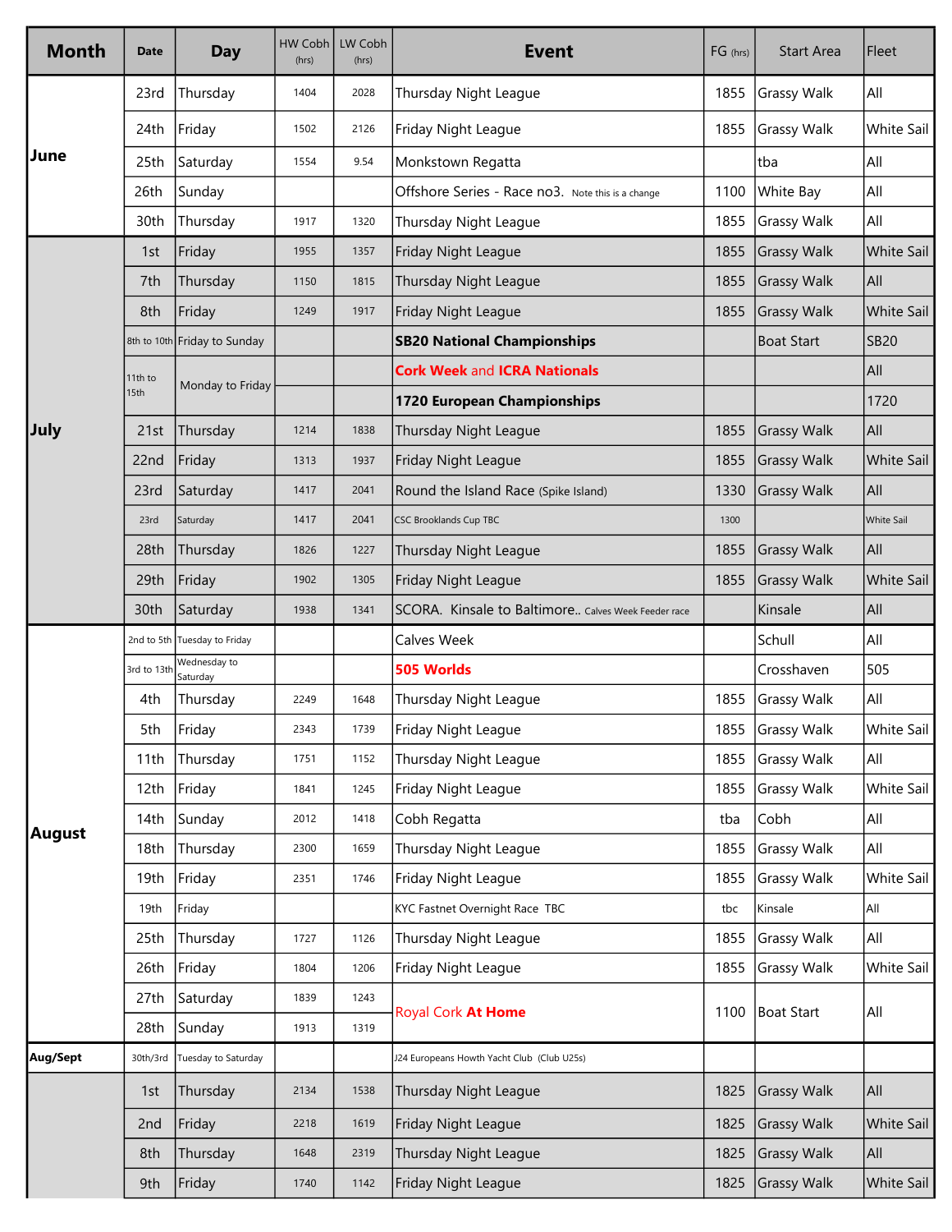| Month | Date | Day | HW Cobh (hrs) | LW Cobh (hrs) | Event | FG (hrs) | Start Area | Fleet |
|---|---|---|---|---|---|---|---|---|
| June | 23rd | Thursday | 1404 | 2028 | Thursday Night League | 1855 | Grassy Walk | All |
| | 24th | Friday | 1502 | 2126 | Friday Night League | 1855 | Grassy Walk | White Sail |
| | 25th | Saturday | 1554 | 9.54 | Monkstown Regatta | | tba | All |
| | 26th | Sunday | | | Offshore Series - Race no3. Note this is a change | 1100 | White Bay | All |
| | 30th | Thursday | 1917 | 1320 | Thursday Night League | 1855 | Grassy Walk | All |
| July | 1st | Friday | 1955 | 1357 | Friday Night League | 1855 | Grassy Walk | White Sail |
| | 7th | Thursday | 1150 | 1815 | Thursday Night League | 1855 | Grassy Walk | All |
| | 8th | Friday | 1249 | 1917 | Friday Night League | 1855 | Grassy Walk | White Sail |
| | 8th to 10th | Friday to Sunday | | | **SB20 National Championships** | | Boat Start | SB20 |
| | 11th to 15th | Monday to Friday | | | **Cork Week and ICRA Nationals** | | | All |
| | | | | | **1720 European Championships** | | | 1720 |
| | 21st | Thursday | 1214 | 1838 | Thursday Night League | 1855 | Grassy Walk | All |
| | 22nd | Friday | 1313 | 1937 | Friday Night League | 1855 | Grassy Walk | White Sail |
| | 23rd | Saturday | 1417 | 2041 | Round the Island Race (Spike Island) | 1330 | Grassy Walk | All |
| | 23rd | Saturday | 1417 | 2041 | CSC Brooklands Cup TBC | 1300 | | White Sail |
| | 28th | Thursday | 1826 | 1227 | Thursday Night League | 1855 | Grassy Walk | All |
| | 29th | Friday | 1902 | 1305 | Friday Night League | 1855 | Grassy Walk | White Sail |
| | 30th | Saturday | 1938 | 1341 | SCORA. Kinsale to Baltimore.. Calves Week Feeder race | | Kinsale | All |
| August | 2nd to 5th | Tuesday to Friday | | | Calves Week | | Schull | All |
| | 3rd to 13th | Wednesday to Saturday | | | **505 Worlds** | | Crosshaven | 505 |
| | 4th | Thursday | 2249 | 1648 | Thursday Night League | 1855 | Grassy Walk | All |
| | 5th | Friday | 2343 | 1739 | Friday Night League | 1855 | Grassy Walk | White Sail |
| | 11th | Thursday | 1751 | 1152 | Thursday Night League | 1855 | Grassy Walk | All |
| | 12th | Friday | 1841 | 1245 | Friday Night League | 1855 | Grassy Walk | White Sail |
| | 14th | Sunday | 2012 | 1418 | Cobh Regatta | tba | Cobh | All |
| | 18th | Thursday | 2300 | 1659 | Thursday Night League | 1855 | Grassy Walk | All |
| | 19th | Friday | 2351 | 1746 | Friday Night League | 1855 | Grassy Walk | White Sail |
| | 19th | Friday | | | KYC Fastnet Overnight Race TBC | tbc | Kinsale | All |
| | 25th | Thursday | 1727 | 1126 | Thursday Night League | 1855 | Grassy Walk | All |
| | 26th | Friday | 1804 | 1206 | Friday Night League | 1855 | Grassy Walk | White Sail |
| | 27th | Saturday | 1839 | 1243 | Royal Cork **At Home** | 1100 | Boat Start | All |
| | 28th | Sunday | 1913 | 1319 | | | | |
| Aug/Sept | 30th/3rd | Tuesday to Saturday | | | J24 Europeans Howth Yacht Club (Club U25s) | | | |
| | 1st | Thursday | 2134 | 1538 | Thursday Night League | 1825 | Grassy Walk | All |
| | 2nd | Friday | 2218 | 1619 | Friday Night League | 1825 | Grassy Walk | White Sail |
| | 8th | Thursday | 1648 | 2319 | Thursday Night League | 1825 | Grassy Walk | All |
| | 9th | Friday | 1740 | 1142 | Friday Night League | 1825 | Grassy Walk | White Sail |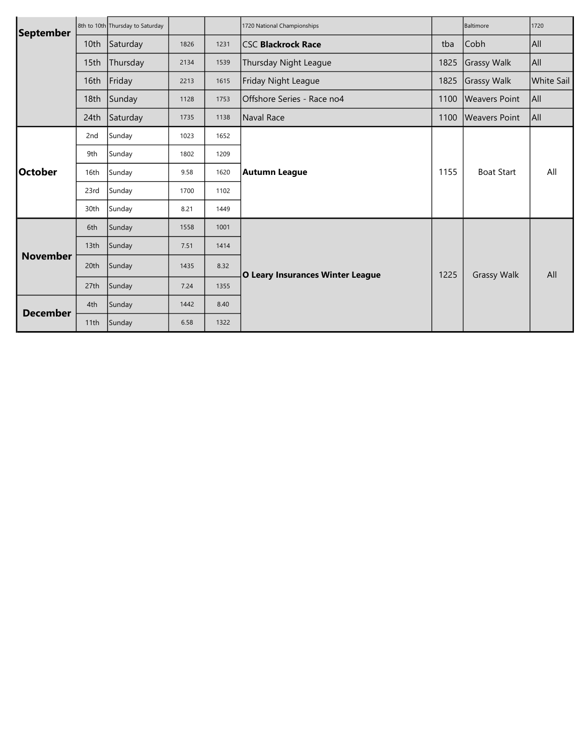| | | | | | | | | |
|---|---|---|---|---|---|---|---|---|
| **September** | 8th to 10th | Thursday to Saturday | | | 1720 National Championships | | Baltimore | 1720 |
| | 10th | Saturday | 1826 | 1231 | CSC **Blackrock Race** | tba | Cobh | All |
| | 15th | Thursday | 2134 | 1539 | Thursday Night League | 1825 | Grassy Walk | All |
| | 16th | Friday | 2213 | 1615 | Friday Night League | 1825 | Grassy Walk | White Sail |
| | 18th | Sunday | 1128 | 1753 | Offshore Series - Race no4 | 1100 | Weavers Point | All |
| | 24th | Saturday | 1735 | 1138 | Naval Race | 1100 | Weavers Point | All |
| **October** | 2nd | Sunday | 1023 | 1652 | **Autumn League** | 1155 | Boat Start | All |
| | 9th | Sunday | 1802 | 1209 | | | | |
| | 16th | Sunday | 9.58 | 1620 | | | | |
| | 23rd | Sunday | 1700 | 1102 | | | | |
| | 30th | Sunday | 8.21 | 1449 | | | | |
| **November** | 6th | Sunday | 1558 | 1001 | **O Leary Insurances Winter League** | 1225 | Grassy Walk | All |
| | 13th | Sunday | 7.51 | 1414 | | | | |
| | 20th | Sunday | 1435 | 8.32 | | | | |
| | 27th | Sunday | 7.24 | 1355 | | | | |
| **December** | 4th | Sunday | 1442 | 8.40 | | | | |
| | 11th | Sunday | 6.58 | 1322 | | | | |